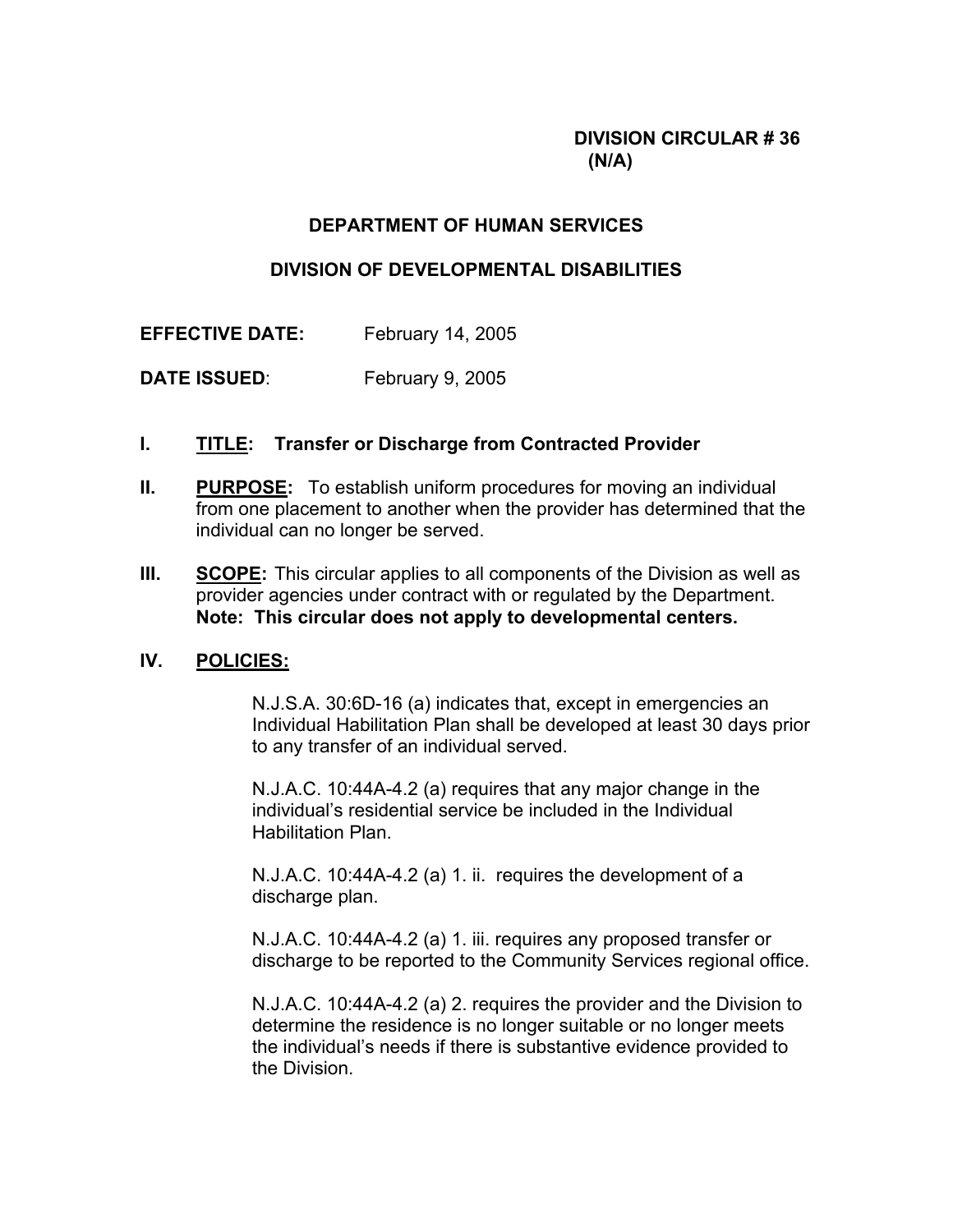**DIVISION CIRCULAR # 36**
**(N/A)**

**DEPARTMENT OF HUMAN SERVICES**

**DIVISION OF DEVELOPMENTAL DISABILITIES**

**EFFECTIVE DATE:** February 14, 2005

**DATE ISSUED**: February 9, 2005

## I. TITLE: Transfer or Discharge from Contracted Provider

**II. PURPOSE:** To establish uniform procedures for moving an individual from one placement to another when the provider has determined that the individual can no longer be served.

**III. SCOPE:** This circular applies to all components of the Division as well as provider agencies under contract with or regulated by the Department. **Note: This circular does not apply to developmental centers.**

## IV. POLICIES:

N.J.S.A. 30:6D-16 (a) indicates that, except in emergencies an Individual Habilitation Plan shall be developed at least 30 days prior to any transfer of an individual served.

N.J.A.C. 10:44A-4.2 (a) requires that any major change in the individual's residential service be included in the Individual Habilitation Plan.

N.J.A.C. 10:44A-4.2 (a) 1. ii. requires the development of a discharge plan.

N.J.A.C. 10:44A-4.2 (a) 1. iii. requires any proposed transfer or discharge to be reported to the Community Services regional office.

N.J.A.C. 10:44A-4.2 (a) 2. requires the provider and the Division to determine the residence is no longer suitable or no longer meets the individual's needs if there is substantive evidence provided to the Division.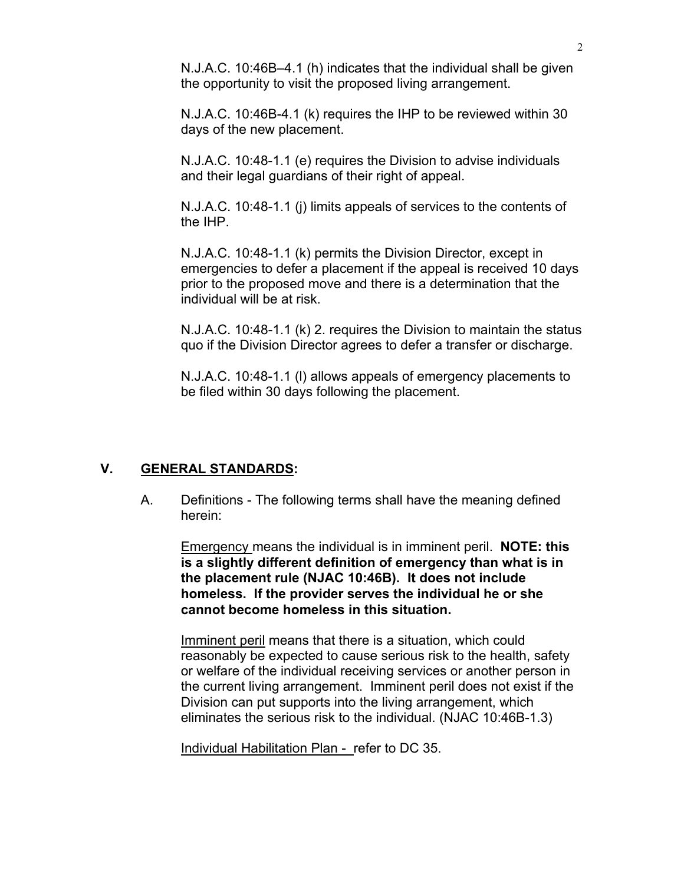N.J.A.C. 10:46B–4.1 (h) indicates that the individual shall be given the opportunity to visit the proposed living arrangement.

N.J.A.C. 10:46B-4.1 (k) requires the IHP to be reviewed within 30 days of the new placement.

N.J.A.C. 10:48-1.1 (e) requires the Division to advise individuals and their legal guardians of their right of appeal.

N.J.A.C. 10:48-1.1 (j) limits appeals of services to the contents of the IHP.

N.J.A.C. 10:48-1.1 (k) permits the Division Director, except in emergencies to defer a placement if the appeal is received 10 days prior to the proposed move and there is a determination that the individual will be at risk.

N.J.A.C. 10:48-1.1 (k) 2. requires the Division to maintain the status quo if the Division Director agrees to defer a transfer or discharge.

N.J.A.C. 10:48-1.1 (l) allows appeals of emergency placements to be filed within 30 days following the placement.

## V. GENERAL STANDARDS:

A. Definitions - The following terms shall have the meaning defined herein:

Emergency means the individual is in imminent peril. **NOTE: this is a slightly different definition of emergency than what is in the placement rule (NJAC 10:46B). It does not include homeless. If the provider serves the individual he or she cannot become homeless in this situation.**

Imminent peril means that there is a situation, which could reasonably be expected to cause serious risk to the health, safety or welfare of the individual receiving services or another person in the current living arrangement. Imminent peril does not exist if the Division can put supports into the living arrangement, which eliminates the serious risk to the individual. (NJAC 10:46B-1.3)

Individual Habilitation Plan - refer to DC 35.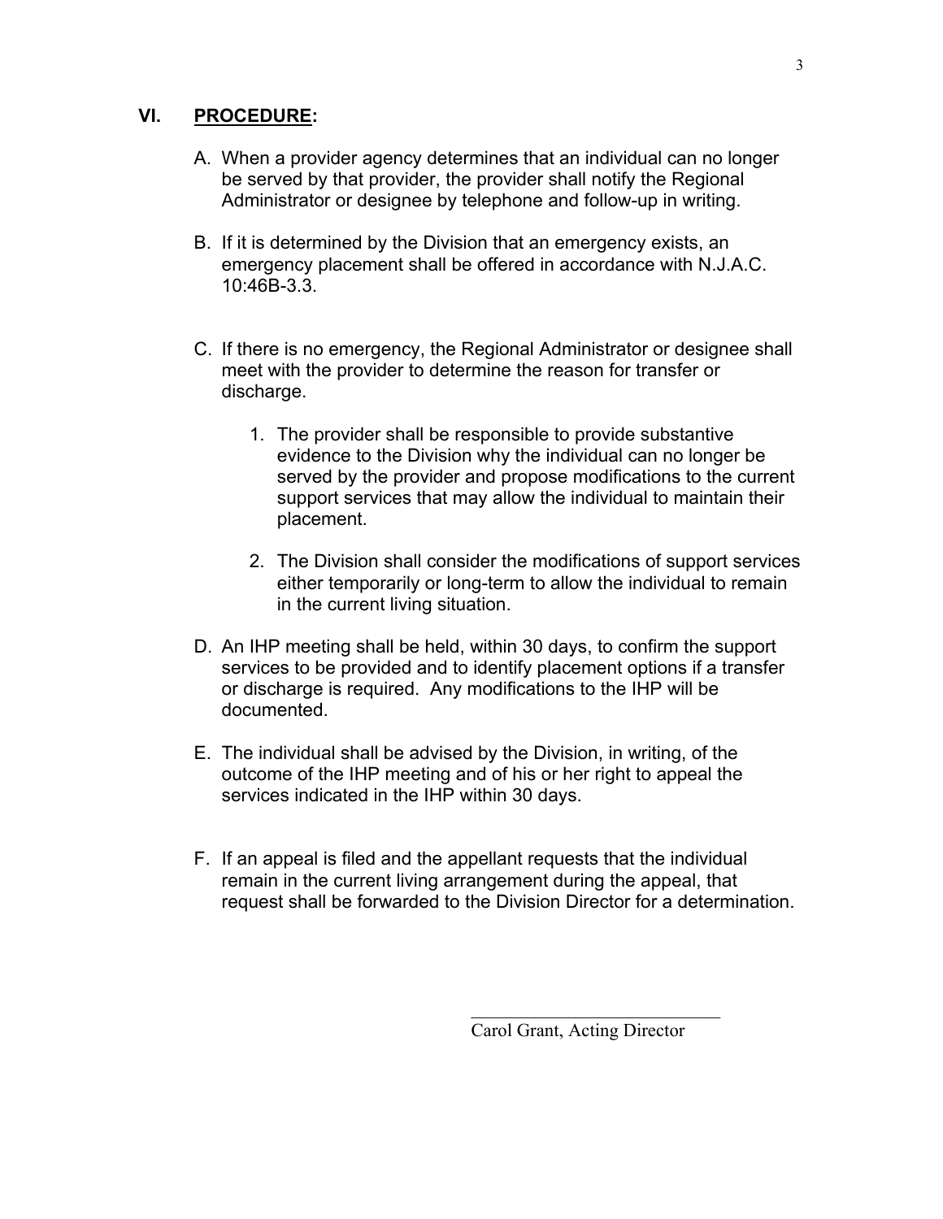## VI. **PROCEDURE**:

A. When a provider agency determines that an individual can no longer be served by that provider, the provider shall notify the Regional Administrator or designee by telephone and follow-up in writing.

B. If it is determined by the Division that an emergency exists, an emergency placement shall be offered in accordance with N.J.A.C. 10:46B-3.3.

C. If there is no emergency, the Regional Administrator or designee shall meet with the provider to determine the reason for transfer or discharge.

   1. The provider shall be responsible to provide substantive evidence to the Division why the individual can no longer be served by the provider and propose modifications to the current support services that may allow the individual to maintain their placement.

   2. The Division shall consider the modifications of support services either temporarily or long-term to allow the individual to remain in the current living situation.

D. An IHP meeting shall be held, within 30 days, to confirm the support services to be provided and to identify placement options if a transfer or discharge is required. Any modifications to the IHP will be documented.

E. The individual shall be advised by the Division, in writing, of the outcome of the IHP meeting and of his or her right to appeal the services indicated in the IHP within 30 days.

F. If an appeal is filed and the appellant requests that the individual remain in the current living arrangement during the appeal, that request shall be forwarded to the Division Director for a determination.

\_\_\_\_\_\_\_\_\_\_\_\_\_\_\_\_\_\_\_\_\_\_\_\_\_\_\_\_

Carol Grant, Acting Director